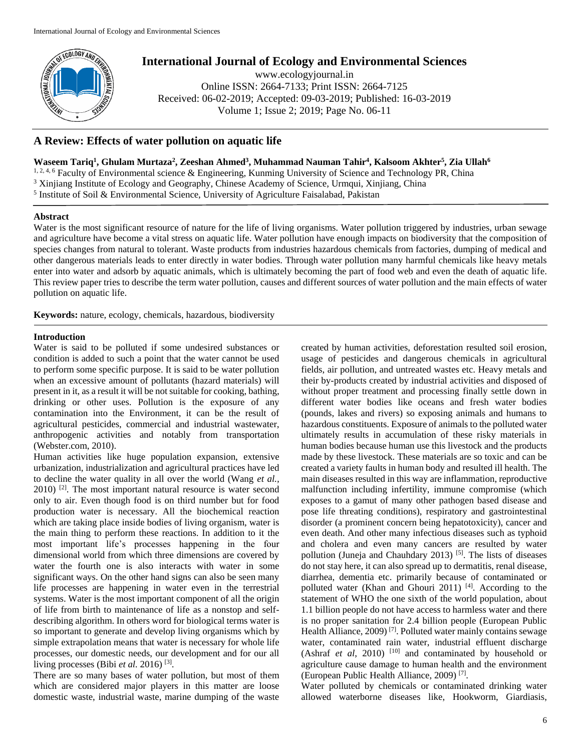# A Review: Effects of water pollution on aquatic life

**Waseem Tariq[1], Ghulam Murtaza[2], Zeeshan Ahmed[3], Muhammad Nauman Tahir[4], Kalsoom Akhter[5], Zia Ullah[6]**

[1, 2, 4, 6] Faculty of Environmental science & Engineering, Kunming University of Science and Technology PR, China
[3] Xinjiang Institute of Ecology and Geography, Chinese Academy of Science, Urmqui, Xinjiang, China
[5] Institute of Soil & Environmental Science, University of Agriculture Faisalabad, Pakistan

International Journal of Ecology and Environmental Sciences
www.ecologyjournal.in
Online ISSN: 2664-7133; Print ISSN: 2664-7125
Received: 06-02-2019; Accepted: 09-03-2019; Published: 16-03-2019

## Abstract

Water is the most significant resource of nature for the life of living organisms. Water pollution triggered by industries, urban sewage and agriculture have become a vital stress on aquatic life. Water pollution have enough impacts on biodiversity that the composition of species changes from natural to tolerant. Waste products from industries hazardous chemicals from factories, dumping of medical and other dangerous materials leads to enter directly in water bodies. Through water pollution many harmful chemicals like heavy metals enter into water and adsorb by aquatic animals, which is ultimately becoming the part of food web and even the death of aquatic life. This review paper tries to describe the term water pollution, causes and different sources of water pollution and the main effects of water pollution on aquatic life.

**Keywords:** nature, ecology, chemicals, hazardous, biodiversity

## Introduction

Water is said to be polluted if some undesired substances or condition is added to such a point that the water cannot be used to perform some specific purpose. It is said to be water pollution when an excessive amount of pollutants (hazard materials) will present in it, as a result it will be not suitable for cooking, bathing, drinking or other uses. Pollution is the exposure of any contamination into the Environment, it can be the result of agricultural pesticides, commercial and industrial wastewater, anthropogenic activities and notably from transportation (Webster.com, 2010).

Human activities like huge population expansion, extensive urbanization, industrialization and agricultural practices have led to decline the water quality in all over the world (Wang *et al.,* 2010) [2]. The most important natural resource is water second only to air. Even though food is on third number but for food production water is necessary. All the biochemical reaction which are taking place inside bodies of living organism, water is the main thing to perform these reactions. In addition to it the most important life's processes happening in the four dimensional world from which three dimensions are covered by water the fourth one is also interacts with water in some significant ways. On the other hand signs can also be seen many life processes are happening in water even in the terrestrial systems. Water is the most important component of all the origin of life from birth to maintenance of life as a nonstop and self-describing algorithm. In others word for biological terms water is so important to generate and develop living organisms which by simple extrapolation means that water is necessary for whole life processes, our domestic needs, our development and for our all living processes (Bibi *et al.* 2016) [3].

There are so many bases of water pollution, but most of them which are considered major players in this matter are loose domestic waste, industrial waste, marine dumping of the waste created by human activities, deforestation resulted soil erosion, usage of pesticides and dangerous chemicals in agricultural fields, air pollution, and untreated wastes etc. Heavy metals and their by-products created by industrial activities and disposed of without proper treatment and processing finally settle down in different water bodies like oceans and fresh water bodies (pounds, lakes and rivers) so exposing animals and humans to hazardous constituents. Exposure of animals to the polluted water ultimately results in accumulation of these risky materials in human bodies because human use this livestock and the products made by these livestock. These materials are so toxic and can be created a variety faults in human body and resulted ill health. The main diseases resulted in this way are inflammation, reproductive malfunction including infertility, immune compromise (which exposes to a gamut of many other pathogen based disease and pose life threating conditions), respiratory and gastrointestinal disorder (a prominent concern being hepatotoxicity), cancer and even death. And other many infectious diseases such as typhoid and cholera and even many cancers are resulted by water pollution (Juneja and Chauhdary 2013) [5]. The lists of diseases do not stay here, it can also spread up to dermatitis, renal disease, diarrhea, dementia etc. primarily because of contaminated or polluted water (Khan and Ghouri 2011) [4]. According to the statement of WHO the one sixth of the world population, about 1.1 billion people do not have access to harmless water and there is no proper sanitation for 2.4 billion people (European Public Health Alliance, 2009) [7]. Polluted water mainly contains sewage water, contaminated rain water, industrial effluent discharge (Ashraf *et al*, 2010) [10] and contaminated by household or agriculture cause damage to human health and the environment (European Public Health Alliance, 2009) [7].

Water polluted by chemicals or contaminated drinking water allowed waterborne diseases like, Hookworm, Giardiasis,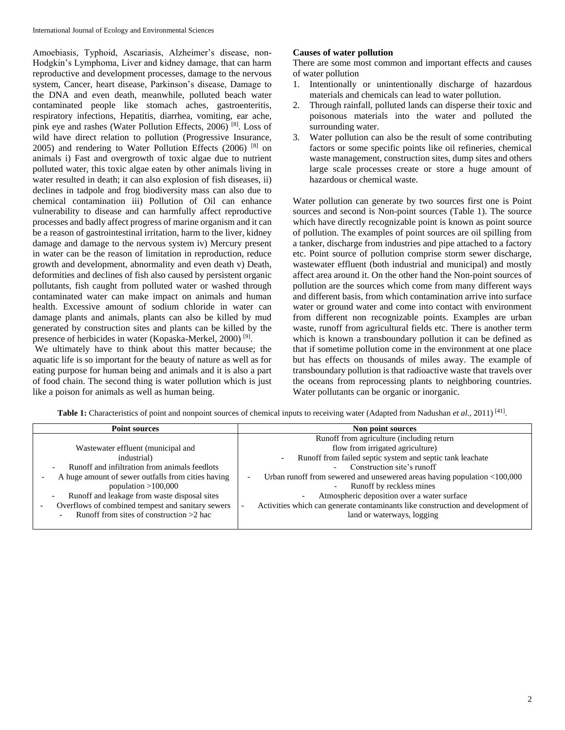Amoebiasis, Typhoid, Ascariasis, Alzheimer's disease, non-Hodgkin's Lymphoma, Liver and kidney damage, that can harm reproductive and development processes, damage to the nervous system, Cancer, heart disease, Parkinson's disease, Damage to the DNA and even death, meanwhile, polluted beach water contaminated people like stomach aches, gastroenteritis, respiratory infections, Hepatitis, diarrhea, vomiting, ear ache, pink eye and rashes (Water Pollution Effects, 2006) [8]. Loss of wild have direct relation to pollution (Progressive Insurance, 2005) and rendering to Water Pollution Effects (2006) [8] on animals i) Fast and overgrowth of toxic algae due to nutrient polluted water, this toxic algae eaten by other animals living in water resulted in death; it can also explosion of fish diseases, ii) declines in tadpole and frog biodiversity mass can also due to chemical contamination iii) Pollution of Oil can enhance vulnerability to disease and can harmfully affect reproductive processes and badly affect progress of marine organism and it can be a reason of gastrointestinal irritation, harm to the liver, kidney damage and damage to the nervous system iv) Mercury present in water can be the reason of limitation in reproduction, reduce growth and development, abnormality and even death v) Death, deformities and declines of fish also caused by persistent organic pollutants, fish caught from polluted water or washed through contaminated water can make impact on animals and human health. Excessive amount of sodium chloride in water can damage plants and animals, plants can also be killed by mud generated by construction sites and plants can be killed by the presence of herbicides in water (Kopaska-Merkel, 2000) [9].

We ultimately have to think about this matter because; the aquatic life is so important for the beauty of nature as well as for eating purpose for human being and animals and it is also a part of food chain. The second thing is water pollution which is just like a poison for animals as well as human being.

**Causes of water pollution**

There are some most common and important effects and causes of water pollution

1. Intentionally or unintentionally discharge of hazardous materials and chemicals can lead to water pollution.
2. Through rainfall, polluted lands can disperse their toxic and poisonous materials into the water and polluted the surrounding water.
3. Water pollution can also be the result of some contributing factors or some specific points like oil refineries, chemical waste management, construction sites, dump sites and others large scale processes create or store a huge amount of hazardous or chemical waste.

Water pollution can generate by two sources first one is Point sources and second is Non-point sources (Table 1). The source which have directly recognizable point is known as point source of pollution. The examples of point sources are oil spilling from a tanker, discharge from industries and pipe attached to a factory etc. Point source of pollution comprise storm sewer discharge, wastewater effluent (both industrial and municipal) and mostly affect area around it. On the other hand the Non-point sources of pollution are the sources which come from many different ways and different basis, from which contamination arrive into surface water or ground water and come into contact with environment from different non recognizable points. Examples are urban waste, runoff from agricultural fields etc. There is another term which is known a transboundary pollution it can be defined as that if sometime pollution come in the environment at one place but has effects on thousands of miles away. The example of transboundary pollution is that radioactive waste that travels over the oceans from reprocessing plants to neighboring countries. Water pollutants can be organic or inorganic.

**Table 1:** Characteristics of point and nonpoint sources of chemical inputs to receiving water (Adapted from Nadushan *et al.*, 2011) [41].

| Point sources | Non point sources |
|---|---|
| Wastewater effluent (municipal and industrial)<br>- Runoff and infiltration from animals feedlots<br>- A huge amount of sewer outfalls from cities having population >100,000<br>- Runoff and leakage from waste disposal sites<br>- Overflows of combined tempest and sanitary sewers<br>- Runoff from sites of construction >2 hac | Runoff from agriculture (including return flow from irrigated agriculture)<br>- Runoff from failed septic system and septic tank leachate<br>- Construction site's runoff<br>- Urban runoff from sewered and unsewered areas having population <100,000<br>- Runoff by reckless mines<br>- Atmospheric deposition over a water surface<br>- Activities which can generate contaminants like construction and development of land or waterways, logging |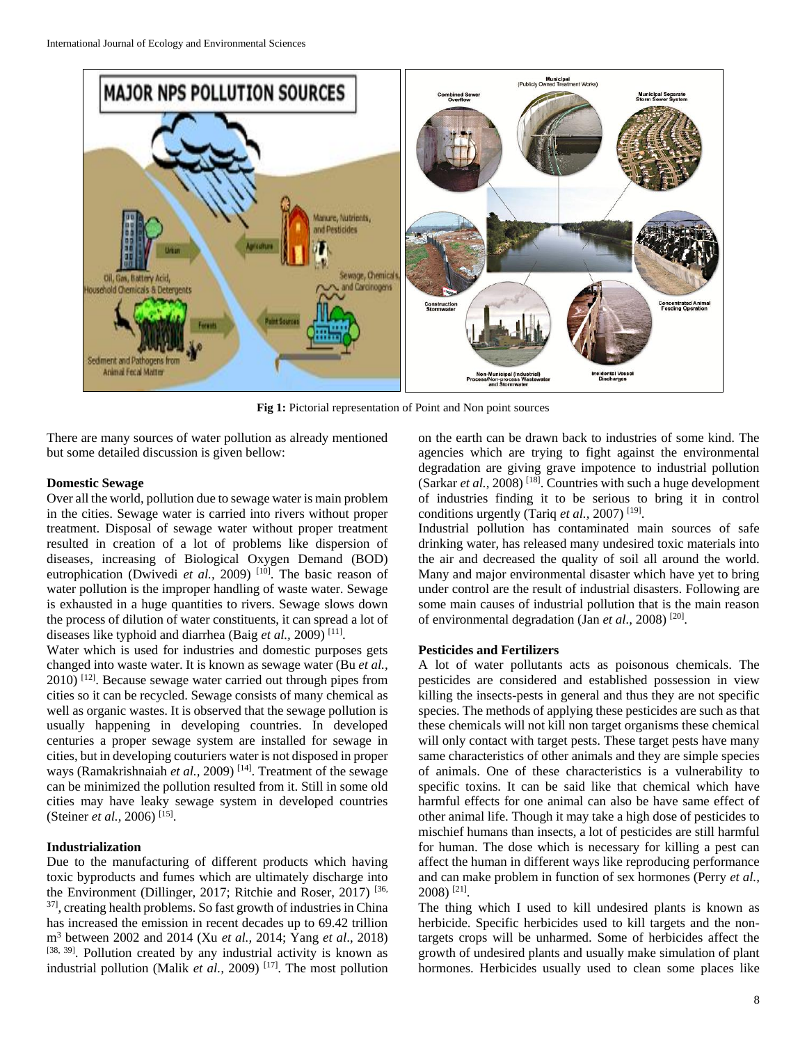Fig 1: Pictorial representation of Point and Non point sources

There are many sources of water pollution as already mentioned but some detailed discussion is given bellow:

#### Domestic Sewage

Over all the world, pollution due to sewage water is main problem in the cities. Sewage water is carried into rivers without proper treatment. Disposal of sewage water without proper treatment resulted in creation of a lot of problems like dispersion of diseases, increasing of Biological Oxygen Demand (BOD) eutrophication (Dwivedi *et al.,* 2009) [10]. The basic reason of water pollution is the improper handling of waste water. Sewage is exhausted in a huge quantities to rivers. Sewage slows down the process of dilution of water constituents, it can spread a lot of diseases like typhoid and diarrhea (Baig *et al.,* 2009) [11].

Water which is used for industries and domestic purposes gets changed into waste water. It is known as sewage water (Bu *et al.,* 2010) [12]. Because sewage water carried out through pipes from cities so it can be recycled. Sewage consists of many chemical as well as organic wastes. It is observed that the sewage pollution is usually happening in developing countries. In developed centuries a proper sewage system are installed for sewage in cities, but in developing couturiers water is not disposed in proper ways (Ramakrishnaiah *et al.,* 2009) [14]. Treatment of the sewage can be minimized the pollution resulted from it. Still in some old cities may have leaky sewage system in developed countries (Steiner *et al.,* 2006) [15].

#### Industrialization

Due to the manufacturing of different products which having toxic byproducts and fumes which are ultimately discharge into the Environment (Dillinger, 2017; Ritchie and Roser, 2017) [36, 37], creating health problems. So fast growth of industries in China has increased the emission in recent decades up to 69.42 trillion $m^3$ between 2002 and 2014 (Xu *et al.,* 2014; Yang *et al*., 2018) [38, 39]. Pollution created by any industrial activity is known as industrial pollution (Malik *et al.,* 2009) [17]. The most pollution on the earth can be drawn back to industries of some kind. The agencies which are trying to fight against the environmental degradation are giving grave impotence to industrial pollution (Sarkar *et al.,* 2008) [18]. Countries with such a huge development of industries finding it to be serious to bring it in control conditions urgently (Tariq *et al.,* 2007) [19].

Industrial pollution has contaminated main sources of safe drinking water, has released many undesired toxic materials into the air and decreased the quality of soil all around the world. Many and major environmental disaster which have yet to bring under control are the result of industrial disasters. Following are some main causes of industrial pollution that is the main reason of environmental degradation (Jan *et al.,* 2008) [20].

#### Pesticides and Fertilizers

A lot of water pollutants acts as poisonous chemicals. The pesticides are considered and established possession in view killing the insects-pests in general and thus they are not specific species. The methods of applying these pesticides are such as that these chemicals will not kill non target organisms these chemical will only contact with target pests. These target pests have many same characteristics of other animals and they are simple species of animals. One of these characteristics is a vulnerability to specific toxins. It can be said like that chemical which have harmful effects for one animal can also be have same effect of other animal life. Though it may take a high dose of pesticides to mischief humans than insects, a lot of pesticides are still harmful for human. The dose which is necessary for killing a pest can affect the human in different ways like reproducing performance and can make problem in function of sex hormones (Perry *et al.,* 2008) [21].

The thing which I used to kill undesired plants is known as herbicide. Specific herbicides used to kill targets and the non-targets crops will be unharmed. Some of herbicides affect the growth of undesired plants and usually make simulation of plant hormones. Herbicides usually used to clean some places like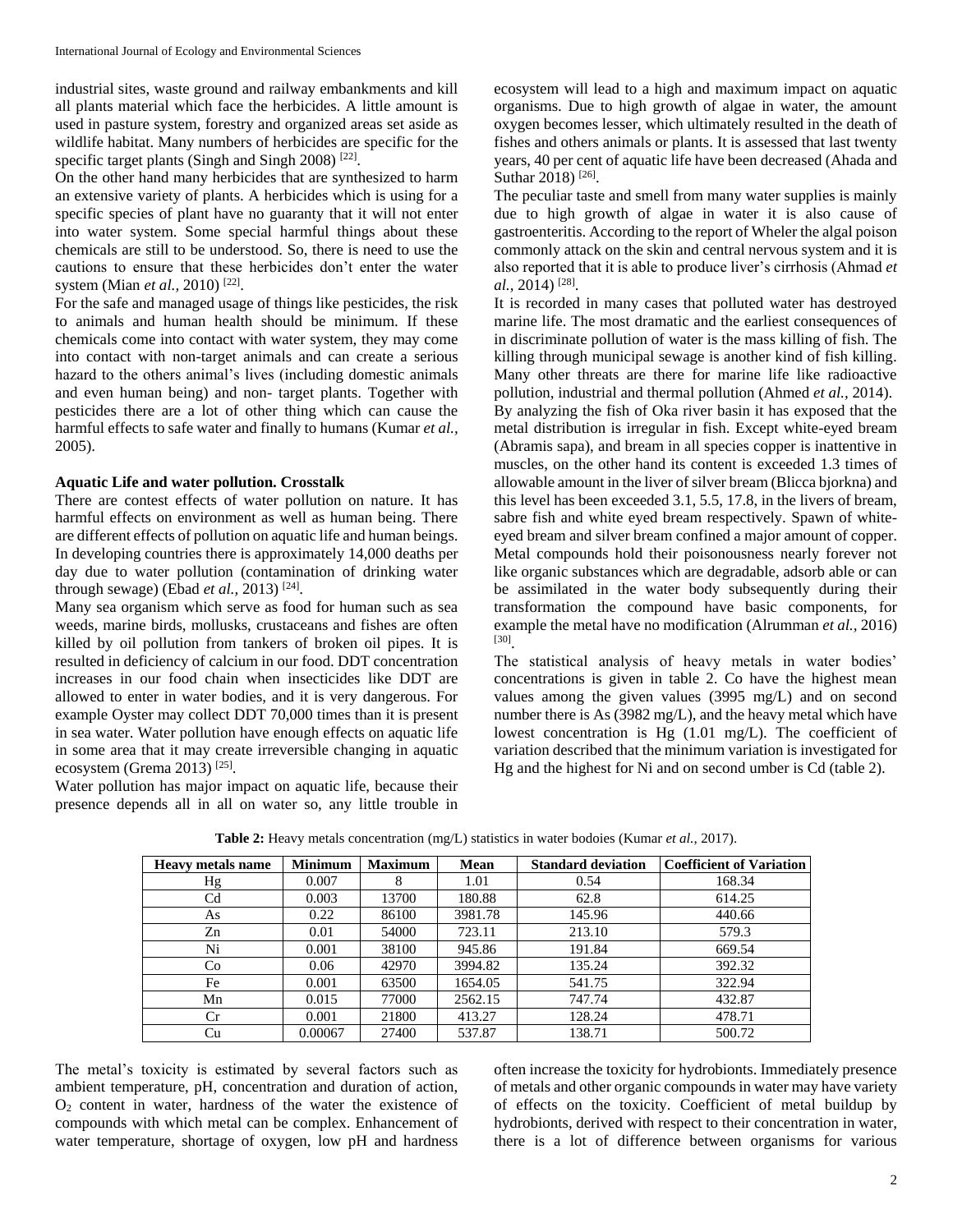industrial sites, waste ground and railway embankments and kill all plants material which face the herbicides. A little amount is used in pasture system, forestry and organized areas set aside as wildlife habitat. Many numbers of herbicides are specific for the specific target plants (Singh and Singh 2008) [22].

On the other hand many herbicides that are synthesized to harm an extensive variety of plant have no guaranty that it will not enter into water system. Some special harmful things about these chemicals are still to be understood. So, there is need to use the cautions to ensure that these herbicides don't enter the water system (Mian *et al.,* 2010) [22].

For the safe and managed usage of things like pesticides, the risk to animals and human health should be minimum. If these chemicals come into contact with water system, they may come into contact with non-target animals and can create a serious hazard to the others animal's lives (including domestic animals and even human being) and non- target plants. Together with pesticides there are a lot of other thing which can cause the harmful effects to safe water and finally to humans (Kumar *et al.,* 2005).

**Aquatic Life and water pollution. Crosstalk**

There are contest effects of water pollution on nature. It has harmful effects on environment as well as human being. There are different effects of pollution on aquatic life and human beings. In developing countries there is approximately 14,000 deaths per day due to water pollution (contamination of drinking water through sewage) (Ebad *et al.,* 2013) [24].

Many sea organism which serve as food for human such as sea weeds, marine birds, mollusks, crustaceans and fishes are often killed by oil pollution from tankers of broken oil pipes. It is resulted in deficiency of calcium in our food. DDT concentration increases in our food chain when insecticides like DDT are allowed to enter in water bodies, and it is very dangerous. For example Oyster may collect DDT 70,000 times than it is present in sea water. Water pollution have enough effects on aquatic life in some area that it may create irreversible changing in aquatic ecosystem (Grema 2013) [25].

Water pollution has major impact on aquatic life, because their presence depends all in all on water so, any little trouble in ecosystem will lead to a high and maximum impact on aquatic organisms. Due to high growth of algae in water, the amount oxygen becomes lesser, which ultimately resulted in the death of fishes and others animals or plants. It is assessed that last twenty years, 40 per cent of aquatic life have been decreased (Ahada and Suthar 2018) [26].

The peculiar taste and smell from many water supplies is mainly due to high growth of algae in water it is also cause of gastroenteritis. According to the report of Wheler the algal poison commonly attack on the skin and central nervous system and it is also reported that it is able to produce liver's cirrhosis (Ahmad *et al.,* 2014) [28].

It is recorded in many cases that polluted water has destroyed marine life. The most dramatic and the earliest consequences of in discriminate pollution of water is the mass killing of fish. The killing through municipal sewage is another kind of fish killing. Many other threats are there for marine life like radioactive pollution, industrial and thermal pollution (Ahmed *et al.,* 2014).

By analyzing the fish of Oka river basin it has exposed that the metal distribution is irregular in fish. Except white-eyed bream (Abramis sapa), and bream in all species copper is inattentive in muscles, on the other hand its content is exceeded 1.3 times of allowable amount in the liver of silver bream (Blicca bjorkna) and this level has been exceeded 3.1, 5.5, 17.8, in the livers of bream, sabre fish and white eyed bream respectively. Spawn of white-eyed bream and silver bream confined a major amount of copper. Metal compounds hold their poisonousness nearly forever not like organic substances which are degradable, adsorb able or can be assimilated in the water body subsequently during their transformation the compound have basic components, for example the metal have no modification (Alrumman *et al.,* 2016) [30].

The statistical analysis of heavy metals in water bodies' concentrations is given in table 2. Co have the highest mean values among the given values (3995 mg/L) and on second number there is As (3982 mg/L), and the heavy metal which have lowest concentration is Hg (1.01 mg/L). The coefficient of variation described that the minimum variation is investigated for Hg and the highest for Ni and on second umber is Cd (table 2).

**Table 2:** Heavy metals concentration (mg/L) statistics in water bodoies (Kumar *et al.,* 2017).

| Heavy metals name | Minimum | Maximum | Mean | Standard deviation | Coefficient of Variation |
|---|---|---|---|---|---|
| Hg | 0.007 | 8 | 1.01 | 0.54 | 168.34 |
| Cd | 0.003 | 13700 | 180.88 | 62.8 | 614.25 |
| As | 0.22 | 86100 | 3981.78 | 145.96 | 440.66 |
| Zn | 0.01 | 54000 | 723.11 | 213.10 | 579.3 |
| Ni | 0.001 | 38100 | 945.86 | 191.84 | 669.54 |
| Co | 0.06 | 42970 | 3994.82 | 135.24 | 392.32 |
| Fe | 0.001 | 63500 | 1654.05 | 541.75 | 322.94 |
| Mn | 0.015 | 77000 | 2562.15 | 747.74 | 432.87 |
| Cr | 0.001 | 21800 | 413.27 | 128.24 | 478.71 |
| Cu | 0.00067 | 27400 | 537.87 | 138.71 | 500.72 |

The metal's toxicity is estimated by several factors such as ambient temperature, pH, concentration and duration of action, $O_2$ content in water, hardness of the water the existence of compounds with which metal can be complex. Enhancement of water temperature, shortage of oxygen, low pH and hardness often increase the toxicity for hydrobionts. Immediately presence of metals and other organic compounds in water may have variety of effects on the toxicity. Coefficient of metal buildup by hydrobionts, derived with respect to their concentration in water, there is a lot of difference between organisms for various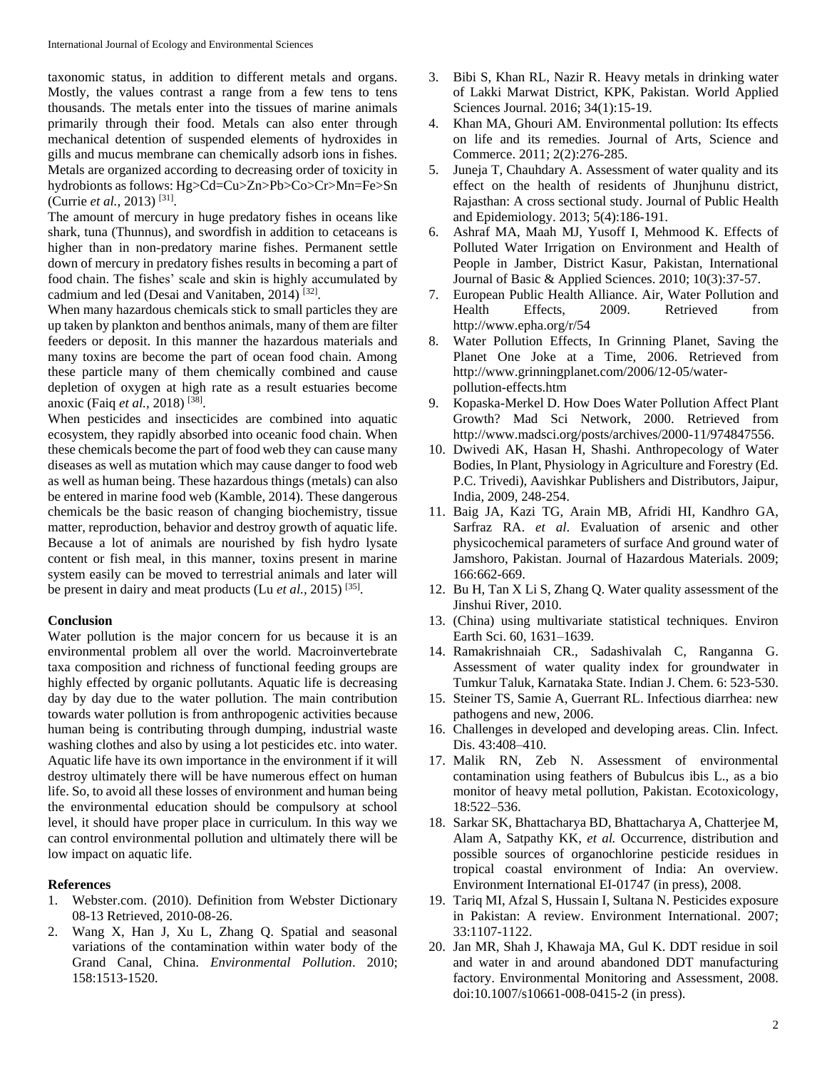taxonomic status, in addition to different metals and organs. Mostly, the values contrast a range from a few tens to tens thousands. The metals enter into the tissues of marine animals primarily through their food. Metals can also enter through mechanical detention of suspended elements of hydroxides in gills and mucus membrane can chemically adsorb ions in fishes. Metals are organized according to decreasing order of toxicity in hydrobionts as follows: Hg>Cd=Cu>Zn>Pb>Co>Cr>Mn=Fe>Sn (Currie *et al.,* 2013) [31].

The amount of mercury in huge predatory fishes in oceans like shark, tuna (Thunnus), and swordfish in addition to cetaceans is higher than in non-predatory marine fishes. Permanent settle down of mercury in predatory fishes results in becoming a part of food chain. The fishes' scale and skin is highly accumulated by cadmium and led (Desai and Vanitaben, 2014) [32].

When many hazardous chemicals stick to small particles they are up taken by plankton and benthos animals, many of them are filter feeders or deposit. In this manner the hazardous materials and many toxins are become the part of ocean food chain. Among these particle many of them chemically combined and cause depletion of oxygen at high rate as a result estuaries become anoxic (Faiq *et al.,* 2018) [38].

When pesticides and insecticides are combined into aquatic ecosystem, they rapidly absorbed into oceanic food chain. When these chemicals become the part of food web they can cause many diseases as well as mutation which may cause danger to food web as well as human being. These hazardous things (metals) can also be entered in marine food web (Kamble, 2014). These dangerous chemicals be the basic reason of changing biochemistry, tissue matter, reproduction, behavior and destroy growth of aquatic life. Because a lot of animals are nourished by fish hydro lysate content or fish meal, in this manner, toxins present in marine system easily can be moved to terrestrial animals and later will be present in dairy and meat products (Lu *et al.,* 2015) [35].

## Conclusion

Water pollution is the major concern for us because it is an environmental problem all over the world. Macroinvertebrate taxa composition and richness of functional feeding groups are highly effected by organic pollutants. Aquatic life is decreasing day by day due to the water pollution. The main contribution towards water pollution is from anthropogenic activities because human being is contributing through dumping, industrial waste washing clothes and also by using a lot pesticides etc. into water. Aquatic life have its own importance in the environment if it will destroy ultimately there will be have numerous effect on human life. So, to avoid all these losses of environment and human being the environmental education should be compulsory at school level, it should have proper place in curriculum. In this way we can control environmental pollution and ultimately there will be low impact on aquatic life.

## References

1. Webster.com. (2010). Definition from Webster Dictionary 08-13 Retrieved, 2010-08-26.
2. Wang X, Han J, Xu L, Zhang Q. Spatial and seasonal variations of the contamination within water body of the Grand Canal, China. *Environmental Pollution*. 2010; 158:1513-1520.
3. Bibi S, Khan RL, Nazir R. Heavy metals in drinking water of Lakki Marwat District, KPK, Pakistan. World Applied Sciences Journal. 2016; 34(1):15-19.
4. Khan MA, Ghouri AM. Environmental pollution: Its effects on life and its remedies. Journal of Arts, Science and Commerce. 2011; 2(2):276-285.
5. Juneja T, Chauhdary A. Assessment of water quality and its effect on the health of residents of Jhunjhunu district, Rajasthan: A cross sectional study. Journal of Public Health and Epidemiology. 2013; 5(4):186-191.
6. Ashraf MA, Maah MJ, Yusoff I, Mehmood K. Effects of Polluted Water Irrigation on Environment and Health of People in Jamber, District Kasur, Pakistan, International Journal of Basic & Applied Sciences. 2010; 10(3):37-57.
7. European Public Health Alliance. Air, Water Pollution and Health Effects, 2009. Retrieved from http://www.epha.org/r/54
8. Water Pollution Effects, In Grinning Planet, Saving the Planet One Joke at a Time, 2006. Retrieved from http://www.grinningplanet.com/2006/12-05/water-pollution-effects.htm
9. Kopaska-Merkel D. How Does Water Pollution Affect Plant Growth? Mad Sci Network, 2000. Retrieved from http://www.madsci.org/posts/archives/2000-11/974847556.
10. Dwivedi AK, Hasan H, Shashi. Anthropecology of Water Bodies, In Plant, Physiology in Agriculture and Forestry (Ed. P.C. Trivedi), Aavishkar Publishers and Distributors, Jaipur, India, 2009, 248-254.
11. Baig JA, Kazi TG, Arain MB, Afridi HI, Kandhro GA, Sarfraz RA. *et al*. Evaluation of arsenic and other physicochemical parameters of surface And ground water of Jamshoro, Pakistan. Journal of Hazardous Materials. 2009; 166:662-669.
12. Bu H, Tan X Li S, Zhang Q. Water quality assessment of the Jinshui River, 2010.
13. (China) using multivariate statistical techniques. Environ Earth Sci. 60, 1631–1639.
14. Ramakrishnaiah CR., Sadashivalah C, Ranganna G. Assessment of water quality index for groundwater in Tumkur Taluk, Karnataka State. Indian J. Chem. 6: 523-530.
15. Steiner TS, Samie A, Guerrant RL. Infectious diarrhea: new pathogens and new, 2006.
16. Challenges in developed and developing areas. Clin. Infect. Dis. 43:408–410.
17. Malik RN, Zeb N. Assessment of environmental contamination using feathers of Bubulcus ibis L., as a bio monitor of heavy metal pollution, Pakistan. Ecotoxicology, 18:522–536.
18. Sarkar SK, Bhattacharya BD, Bhattacharya A, Chatterjee M, Alam A, Satpathy KK, *et al.* Occurrence, distribution and possible sources of organochlorine pesticide residues in tropical coastal environment of India: An overview. Environment International EI-01747 (in press), 2008.
19. Tariq MI, Afzal S, Hussain I, Sultana N. Pesticides exposure in Pakistan: A review. Environment International. 2007; 33:1107-1122.
20. Jan MR, Shah J, Khawaja MA, Gul K. DDT residue in soil and water in and around abandoned DDT manufacturing factory. Environmental Monitoring and Assessment, 2008. doi:10.1007/s10661-008-0415-2 (in press).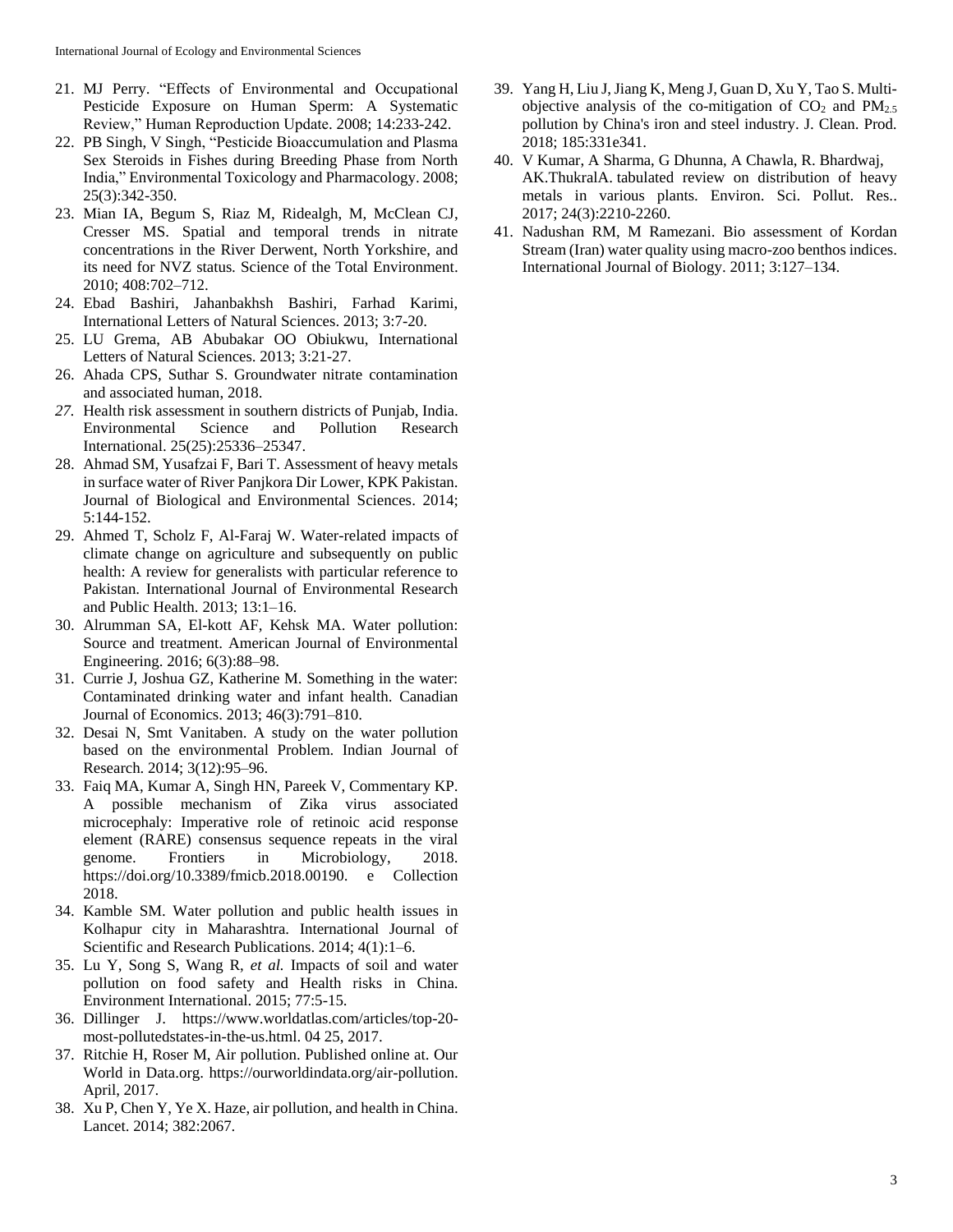21. MJ Perry. "Effects of Environmental and Occupational Pesticide Exposure on Human Sperm: A Systematic Review," Human Reproduction Update. 2008; 14:233-242.
22. PB Singh, V Singh, "Pesticide Bioaccumulation and Plasma Sex Steroids in Fishes during Breeding Phase from North India," Environmental Toxicology and Pharmacology. 2008; 25(3):342-350.
23. Mian IA, Begum S, Riaz M, Ridealgh, M, McClean CJ, Cresser MS. Spatial and temporal trends in nitrate concentrations in the River Derwent, North Yorkshire, and its need for NVZ status. Science of the Total Environment. 2010; 408:702–712.
24. Ebad Bashiri, Jahanbakhsh Bashiri, Farhad Karimi, International Letters of Natural Sciences. 2013; 3:7-20.
25. LU Grema, AB Abubakar OO Obiukwu, International Letters of Natural Sciences. 2013; 3:21-27.
26. Ahada CPS, Suthar S. Groundwater nitrate contamination and associated human, 2018.
27. Health risk assessment in southern districts of Punjab, India. Environmental Science and Pollution Research International. 25(25):25336–25347.
28. Ahmad SM, Yusafzai F, Bari T. Assessment of heavy metals in surface water of River Panjkora Dir Lower, KPK Pakistan. Journal of Biological and Environmental Sciences. 2014; 5:144-152.
29. Ahmed T, Scholz F, Al-Faraj W. Water-related impacts of climate change on agriculture and subsequently on public health: A review for generalists with particular reference to Pakistan. International Journal of Environmental Research and Public Health. 2013; 13:1–16.
30. Alrumman SA, El-kott AF, Kehsk MA. Water pollution: Source and treatment. American Journal of Environmental Engineering. 2016; 6(3):88–98.
31. Currie J, Joshua GZ, Katherine M. Something in the water: Contaminated drinking water and infant health. Canadian Journal of Economics. 2013; 46(3):791–810.
32. Desai N, Smt Vanitaben. A study on the water pollution based on the environmental Problem. Indian Journal of Research. 2014; 3(12):95–96.
33. Faiq MA, Kumar A, Singh HN, Pareek V, Commentary KP. A possible mechanism of Zika virus associated microcephaly: Imperative role of retinoic acid response element (RARE) consensus sequence repeats in the viral genome. Frontiers in Microbiology, 2018. https://doi.org/10.3389/fmicb.2018.00190. e Collection 2018.
34. Kamble SM. Water pollution and public health issues in Kolhapur city in Maharashtra. International Journal of Scientific and Research Publications. 2014; 4(1):1–6.
35. Lu Y, Song S, Wang R, *et al.* Impacts of soil and water pollution on food safety and Health risks in China. Environment International. 2015; 77:5-15.
36. Dillinger J. https://www.worldatlas.com/articles/top-20-most-pollutedstates-in-the-us.html. 04 25, 2017.
37. Ritchie H, Roser M, Air pollution. Published online at. Our World in Data.org. https://ourworldindata.org/air-pollution. April, 2017.
38. Xu P, Chen Y, Ye X. Haze, air pollution, and health in China. Lancet. 2014; 382:2067.
39. Yang H, Liu J, Jiang K, Meng J, Guan D, Xu Y, Tao S. Multi-objective analysis of the co-mitigation of $CO_2$ and $PM_{2.5}$ pollution by China's iron and steel industry. J. Clean. Prod. 2018; 185:331e341.
40. V Kumar, A Sharma, G Dhunna, A Chawla, R. Bhardwaj, AK.ThukralA. tabulated review on distribution of heavy metals in various plants. Environ. Sci. Pollut. Res.. 2017; 24(3):2210-2260.
41. Nadushan RM, M Ramezani. Bio assessment of Kordan Stream (Iran) water quality using macro-zoo benthos indices. International Journal of Biology. 2011; 3:127–134.